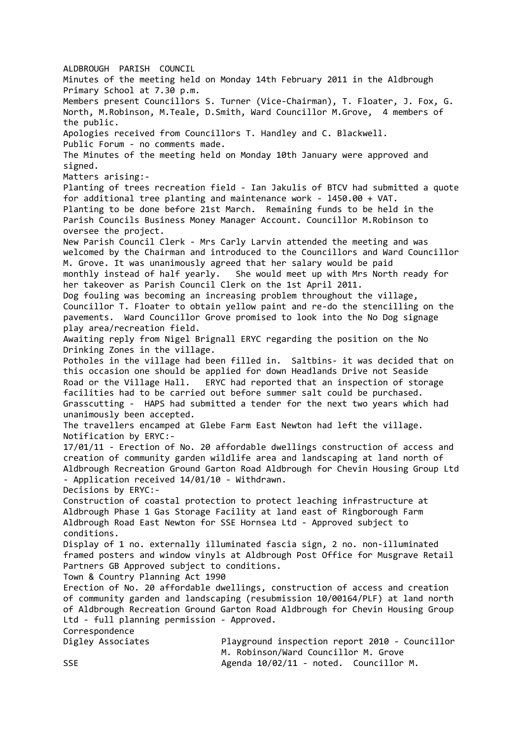ALDBROUGH PARISH COUNCIL

Minutes of the meeting held on Monday 14th February 2011 in the Aldbrough Primary School at 7.30 p.m.

Members present Councillors S. Turner (Vice-Chairman), T. Floater, J. Fox, G. North, M.Robinson, M.Teale, D.Smith, Ward Councillor M.Grove, 4 members of the public.

Apologies received from Councillors T. Handley and C. Blackwell.

Public Forum - no comments made.

The Minutes of the meeting held on Monday 10th January were approved and signed.

Matters arising:-

Planting of trees recreation field - Ian Jakulis of BTCV had submitted a quote for additional tree planting and maintenance work - l450.00 + VAT. Planting to be done before 21st March. Remaining funds to be held in the Parish Councils Business Money Manager Account. Councillor M.Robinson to oversee the project.

New Parish Council Clerk - Mrs Carly Larvin attended the meeting and was welcomed by the Chairman and introduced to the Councillors and Ward Councillor M. Grove. It was unanimously agreed that her salary would be paid monthly instead of half yearly. She would meet up with Mrs North ready for her takeover as Parish Council Clerk on the 1st April 2011.

Dog fouling was becoming an increasing problem throughout the village, Councillor T. Floater to obtain yellow paint and re-do the stencilling on the pavements. Ward Councillor Grove promised to look into the No Dog signage play area/recreation field.

Awaiting reply from Nigel Brignall ERYC regarding the position on the No Drinking Zones in the village.

Potholes in the village had been filled in. Saltbins- it was decided that on this occasion one should be applied for down Headlands Drive not Seaside Road or the Village Hall. ERYC had reported that an inspection of storage facilities had to be carried out before summer salt could be purchased.

Grasscutting - HAPS had submitted a tender for the next two years which had unanimously been accepted.

The travellers encamped at Glebe Farm East Newton had left the village.

Notification by ERYC:-

17/01/11 - Erection of No. 20 affordable dwellings construction of access and creation of community garden wildlife area and landscaping at land north of Aldbrough Recreation Ground Garton Road Aldbrough for Chevin Housing Group Ltd - Application received 14/01/10 - Withdrawn.

Decisions by ERYC:-

Construction of coastal protection to protect leaching infrastructure at Aldbrough Phase 1 Gas Storage Facility at land east of Ringborough Farm Aldbrough Road East Newton for SSE Hornsea Ltd - Approved subject to conditions.

Display of 1 no. externally illuminated fascia sign, 2 no. non-illuminated framed posters and window vinyls at Aldbrough Post Office for Musgrave Retail Partners GB Approved subject to conditions.

Town & Country Planning Act 1990

Erection of No. 20 affordable dwellings, construction of access and creation of community garden and landscaping (resubmission 10/00164/PLF) at land north of Aldbrough Recreation Ground Garton Road Aldbrough for Chevin Housing Group Ltd - full planning permission - Approved.

Correspondence

| | |
|---|---|
| Digley Associates | Playground inspection report 2010 - Councillor M. Robinson/Ward Councillor M. Grove |
| SSE | Agenda 10/02/11 - noted. Councillor M. |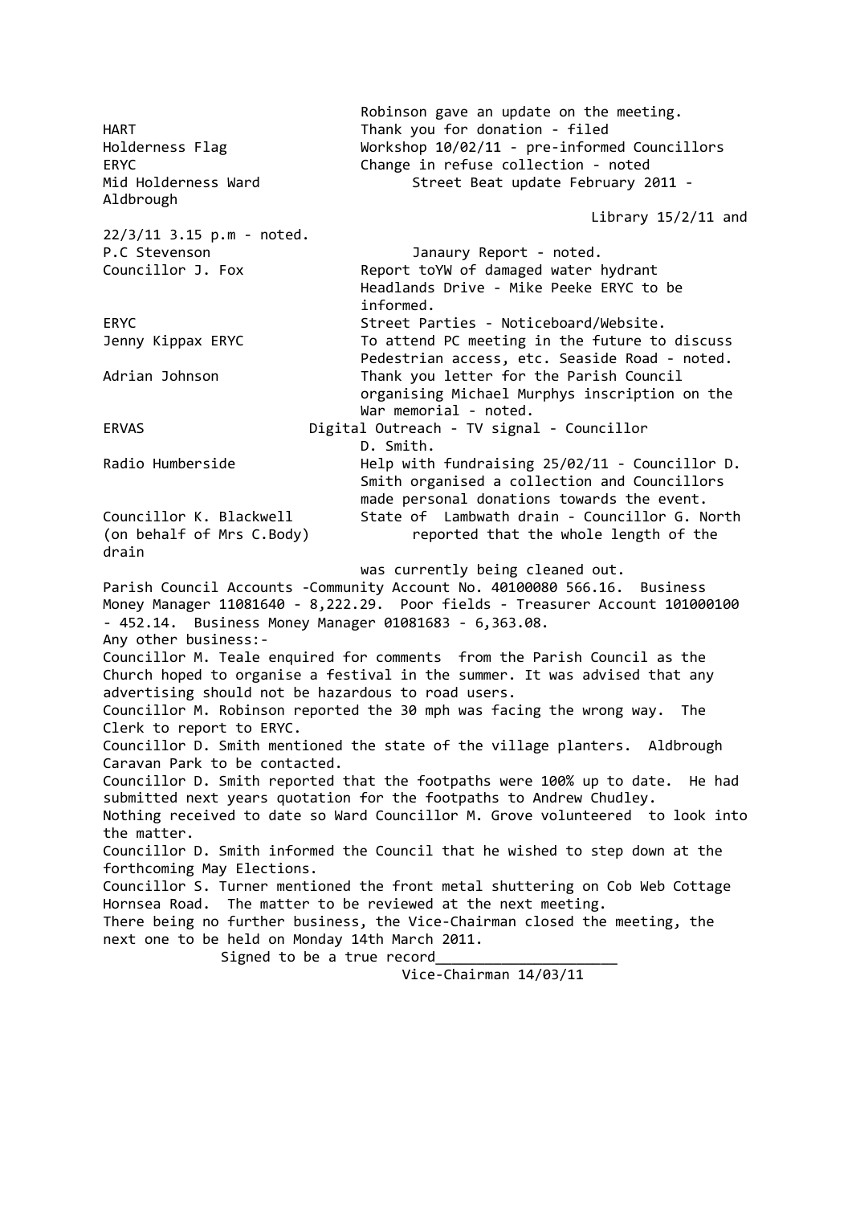Robinson gave an update on the meeting.

| | |
|---|---|
| HART | Thank you for donation - filed |
| Holderness Flag | Workshop 10/02/11 - pre-informed Councillors |
| ERYC | Change in refuse collection - noted |
| Mid Holderness Ward Aldbrough | Street Beat update February 2011 - Library 15/2/11 and 22/3/11 3.15 p.m - noted. |
| P.C Stevenson | Janaury Report - noted. |
| Councillor J. Fox | Report toYW of damaged water hydrant Headlands Drive - Mike Peeke ERYC to be informed. |
| ERYC | Street Parties - Noticeboard/Website. |
| Jenny Kippax ERYC | To attend PC meeting in the future to discuss Pedestrian access, etc. Seaside Road - noted. |
| Adrian Johnson | Thank you letter for the Parish Council organising Michael Murphys inscription on the War memorial - noted. |
| ERVAS | Digital Outreach - TV signal - Councillor D. Smith. |
| Radio Humberside | Help with fundraising 25/02/11 - Councillor D. Smith organised a collection and Councillors made personal donations towards the event. |
| Councillor K. Blackwell (on behalf of Mrs C.Body) | State of Lambwath drain - Councillor G. North reported that the whole length of the drain was currently being cleaned out. |

Parish Council Accounts -Community Account No. 40100080 566.16. Business Money Manager 11081640 - 8,222.29. Poor fields - Treasurer Account 101000100 - 452.14. Business Money Manager 01081683 - 6,363.08.

Any other business:-

Councillor M. Teale enquired for comments from the Parish Council as the Church hoped to organise a festival in the summer. It was advised that any advertising should not be hazardous to road users.

Councillor M. Robinson reported the 30 mph was facing the wrong way. The Clerk to report to ERYC.

Councillor D. Smith mentioned the state of the village planters. Aldbrough Caravan Park to be contacted.

Councillor D. Smith reported that the footpaths were 100% up to date. He had submitted next years quotation for the footpaths to Andrew Chudley. Nothing received to date so Ward Councillor M. Grove volunteered to look into the matter.

Councillor D. Smith informed the Council that he wished to step down at the forthcoming May Elections.

Councillor S. Turner mentioned the front metal shuttering on Cob Web Cottage Hornsea Road. The matter to be reviewed at the next meeting.

There being no further business, the Vice-Chairman closed the meeting, the next one to be held on Monday 14th March 2011.

Signed to be a true record_____________________

Vice-Chairman 14/03/11